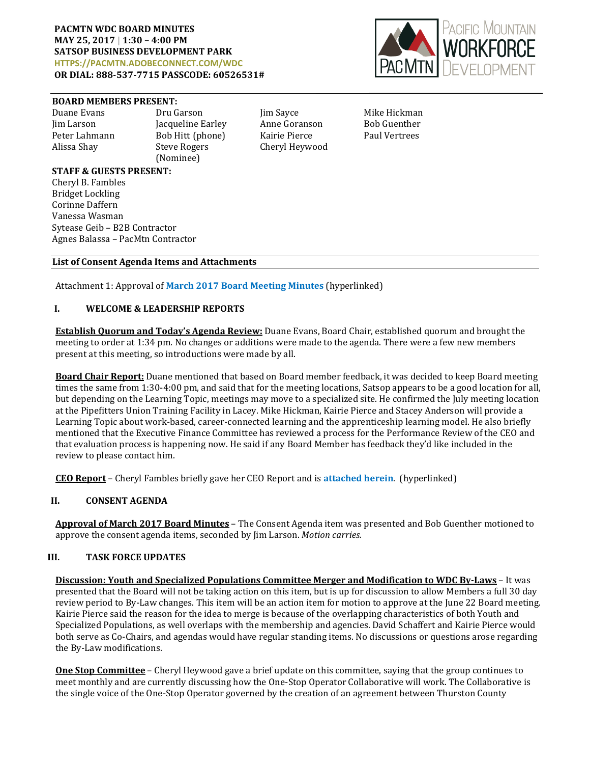**PACMTN WDC BOARD MINUTES**
**MAY 25, 2017 | 1:30 – 4:00 PM**
**SATSOP BUSINESS DEVELOPMENT PARK**
**HTTPS://PACMTN.ADOBECONNECT.COM/WDC**
**OR DIAL: 888-537-7715 PASSCODE: 60526531#**

Pacific Mountain Workforce Development

**BOARD MEMBERS PRESENT:**

| | | | |
|---|---|---|---|
| Duane Evans | Dru Garson | Jim Sayce | Mike Hickman |
| Jim Larson | Jacqueline Earley | Anne Goranson | Bob Guenther |
| Peter Lahmann | Bob Hitt (phone) | Kairie Pierce | Paul Vertrees |
| Alissa Shay | Steve Rogers (Nominee) | Cheryl Heywood | |

**STAFF & GUESTS PRESENT:**

Cheryl B. Fambles
Bridget Lockling
Corinne Daffern
Vanessa Wasman
Sytease Geib – B2B Contractor
Agnes Balassa – PacMtn Contractor

**List of Consent Agenda Items and Attachments**

Attachment 1: Approval of **March 2017 Board Meeting Minutes** (hyperlinked)

## I. WELCOME & LEADERSHIP REPORTS

**Establish Quorum and Today's Agenda Review:** Duane Evans, Board Chair, established quorum and brought the meeting to order at 1:34 pm. No changes or additions were made to the agenda. There were a few new members present at this meeting, so introductions were made by all.

**Board Chair Report:** Duane mentioned that based on Board member feedback, it was decided to keep Board meeting times the same from 1:30-4:00 pm, and said that for the meeting locations, Satsop appears to be a good location for all, but depending on the Learning Topic, meetings may move to a specialized site. He confirmed the July meeting location at the Pipefitters Union Training Facility in Lacey. Mike Hickman, Kairie Pierce and Stacey Anderson will provide a Learning Topic about work-based, career-connected learning and the apprenticeship learning model. He also briefly mentioned that the Executive Finance Committee has reviewed a process for the Performance Review of the CEO and that evaluation process is happening now. He said if any Board Member has feedback they'd like included in the review to please contact him.

**CEO Report** – Cheryl Fambles briefly gave her CEO Report and is **attached herein**. (hyperlinked)

## II. CONSENT AGENDA

**Approval of March 2017 Board Minutes** – The Consent Agenda item was presented and Bob Guenther motioned to approve the consent agenda items, seconded by Jim Larson. *Motion carries.*

## III. TASK FORCE UPDATES

**Discussion: Youth and Specialized Populations Committee Merger and Modification to WDC By-Laws** – It was presented that the Board will not be taking action on this item, but is up for discussion to allow Members a full 30 day review period to By-Law changes. This item will be an action item for motion to approve at the June 22 Board meeting. Kairie Pierce said the reason for the idea to merge is because of the overlapping characteristics of both Youth and Specialized Populations, as well overlaps with the membership and agencies. David Schaffert and Kairie Pierce would both serve as Co-Chairs, and agendas would have regular standing items. No discussions or questions arose regarding the By-Law modifications.

**One Stop Committee** – Cheryl Heywood gave a brief update on this committee, saying that the group continues to meet monthly and are currently discussing how the One-Stop Operator Collaborative will work. The Collaborative is the single voice of the One-Stop Operator governed by the creation of an agreement between Thurston County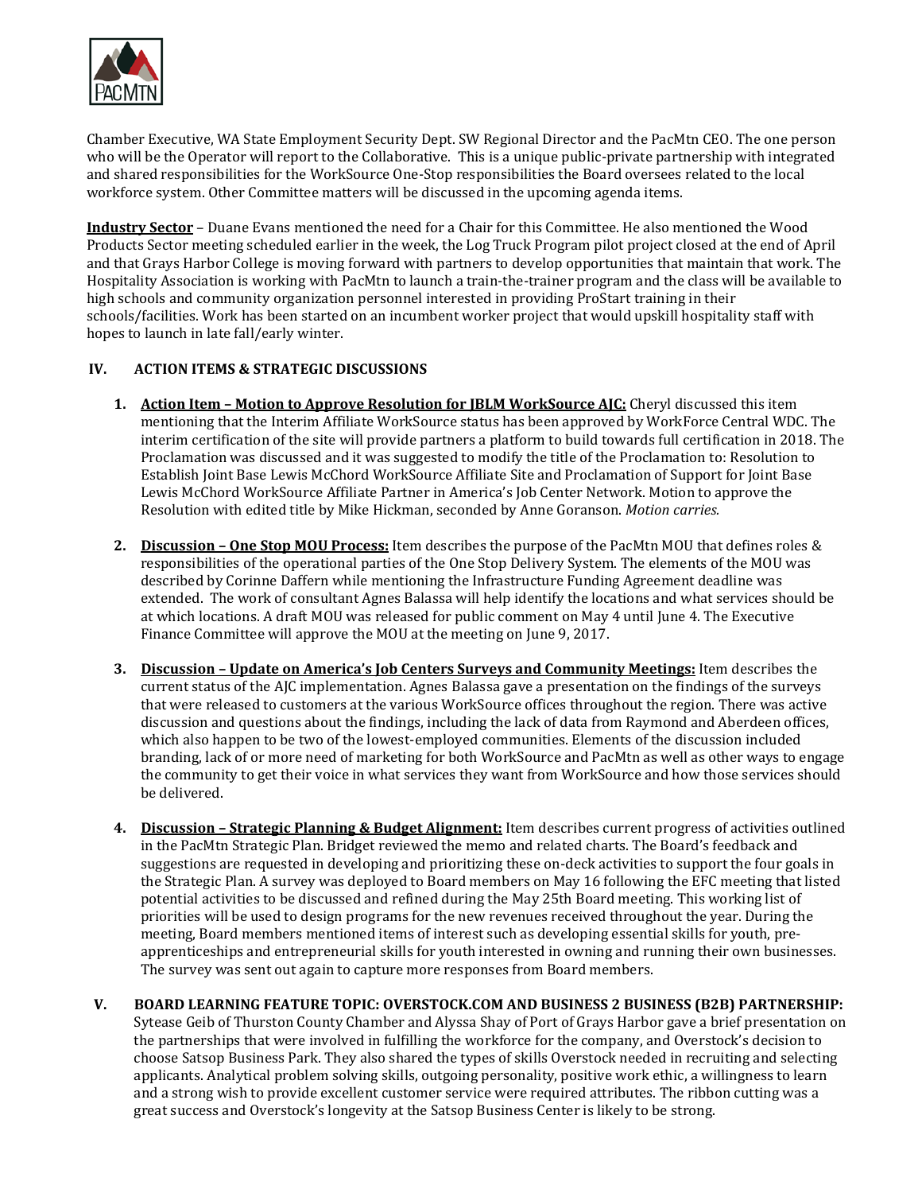Chamber Executive, WA State Employment Security Dept. SW Regional Director and the PacMtn CEO. The one person who will be the Operator will report to the Collaborative. This is a unique public-private partnership with integrated and shared responsibilities for the WorkSource One-Stop responsibilities the Board oversees related to the local workforce system. Other Committee matters will be discussed in the upcoming agenda items.

**Industry Sector** – Duane Evans mentioned the need for a Chair for this Committee. He also mentioned the Wood Products Sector meeting scheduled earlier in the week, the Log Truck Program pilot project closed at the end of April and that Grays Harbor College is moving forward with partners to develop opportunities that maintain that work. The Hospitality Association is working with PacMtn to launch a train-the-trainer program and the class will be available to high schools and community organization personnel interested in providing ProStart training in their schools/facilities. Work has been started on an incumbent worker project that would upskill hospitality staff with hopes to launch in late fall/early winter.

## IV. ACTION ITEMS & STRATEGIC DISCUSSIONS

1. **Action Item – Motion to Approve Resolution for JBLM WorkSource AJC:** Cheryl discussed this item mentioning that the Interim Affiliate WorkSource status has been approved by WorkForce Central WDC. The interim certification of the site will provide partners a platform to build towards full certification in 2018. The Proclamation was discussed and it was suggested to modify the title of the Proclamation to: Resolution to Establish Joint Base Lewis McChord WorkSource Affiliate Site and Proclamation of Support for Joint Base Lewis McChord WorkSource Affiliate Partner in America's Job Center Network. Motion to approve the Resolution with edited title by Mike Hickman, seconded by Anne Goranson. *Motion carries.*

2. **Discussion – One Stop MOU Process:** Item describes the purpose of the PacMtn MOU that defines roles & responsibilities of the operational parties of the One Stop Delivery System. The elements of the MOU was described by Corinne Daffern while mentioning the Infrastructure Funding Agreement deadline was extended. The work of consultant Agnes Balassa will help identify the locations and what services should be at which locations. A draft MOU was released for public comment on May 4 until June 4. The Executive Finance Committee will approve the MOU at the meeting on June 9, 2017.

3. **Discussion – Update on America's Job Centers Surveys and Community Meetings:** Item describes the current status of the AJC implementation. Agnes Balassa gave a presentation on the findings of the surveys that were released to customers at the various WorkSource offices throughout the region. There was active discussion and questions about the findings, including the lack of data from Raymond and Aberdeen offices, which also happen to be two of the lowest-employed communities. Elements of the discussion included branding, lack of or more need of marketing for both WorkSource and PacMtn as well as other ways to engage the community to get their voice in what services they want from WorkSource and how those services should be delivered.

4. **Discussion – Strategic Planning & Budget Alignment:** Item describes current progress of activities outlined in the PacMtn Strategic Plan. Bridget reviewed the memo and related charts. The Board's feedback and suggestions are requested in developing and prioritizing these on-deck activities to support the four goals in the Strategic Plan. A survey was deployed to Board members on May 16 following the EFC meeting that listed potential activities to be discussed and refined during the May 25th Board meeting. This working list of priorities will be used to design programs for the new revenues received throughout the year. During the meeting, Board members mentioned items of interest such as developing essential skills for youth, pre-apprenticeships and entrepreneurial skills for youth interested in owning and running their own businesses. The survey was sent out again to capture more responses from Board members.

## V. BOARD LEARNING FEATURE TOPIC: OVERSTOCK.COM AND BUSINESS 2 BUSINESS (B2B) PARTNERSHIP:

Sytease Geib of Thurston County Chamber and Alyssa Shay of Port of Grays Harbor gave a brief presentation on the partnerships that were involved in fulfilling the workforce for the company, and Overstock's decision to choose Satsop Business Park. They also shared the types of skills Overstock needed in recruiting and selecting applicants. Analytical problem solving skills, outgoing personality, positive work ethic, a willingness to learn and a strong wish to provide excellent customer service were required attributes. The ribbon cutting was a great success and Overstock's longevity at the Satsop Business Center is likely to be strong.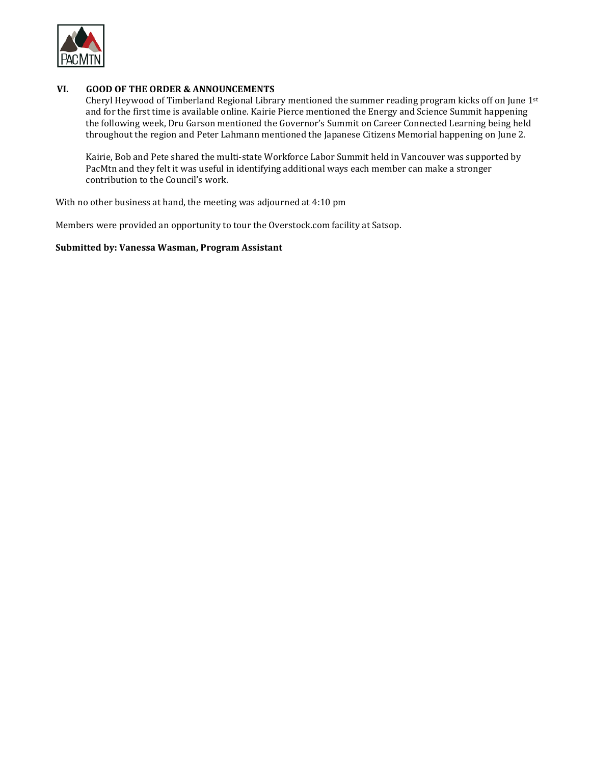## VI. GOOD OF THE ORDER & ANNOUNCEMENTS

Cheryl Heywood of Timberland Regional Library mentioned the summer reading program kicks off on June 1st and for the first time is available online. Kairie Pierce mentioned the Energy and Science Summit happening the following week, Dru Garson mentioned the Governor's Summit on Career Connected Learning being held throughout the region and Peter Lahmann mentioned the Japanese Citizens Memorial happening on June 2.

Kairie, Bob and Pete shared the multi-state Workforce Labor Summit held in Vancouver was supported by PacMtn and they felt it was useful in identifying additional ways each member can make a stronger contribution to the Council's work.

With no other business at hand, the meeting was adjourned at 4:10 pm

Members were provided an opportunity to tour the Overstock.com facility at Satsop.

**Submitted by: Vanessa Wasman, Program Assistant**